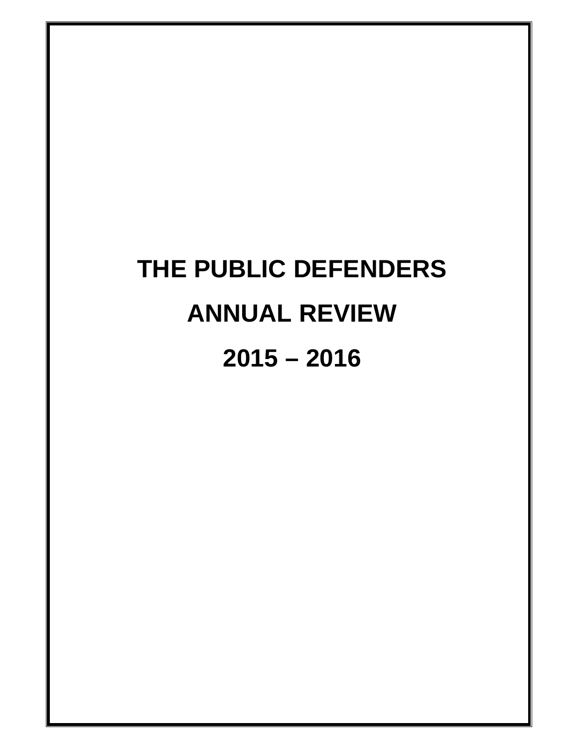# THE PUBLIC DEFENDERS

# ANNUAL REVIEW

# 2015 – 2016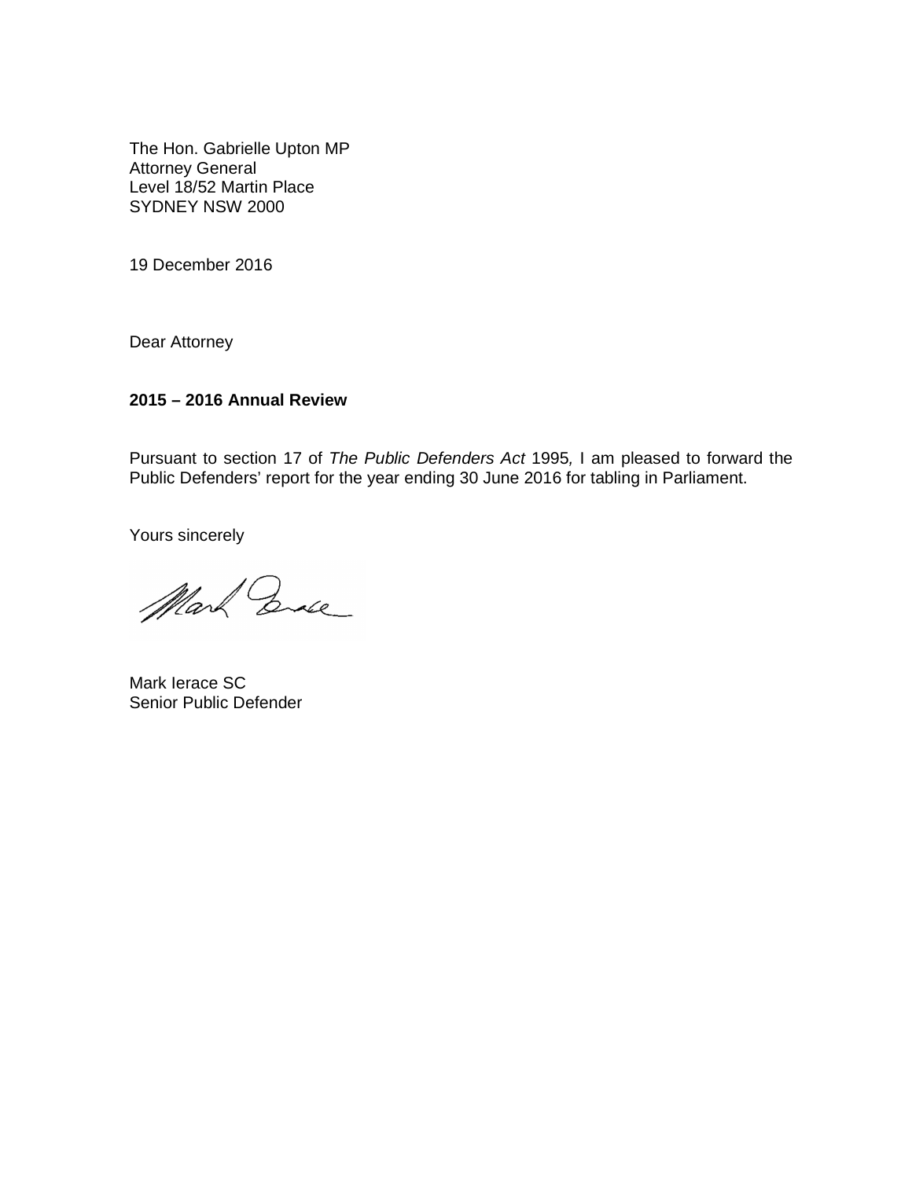The Hon. Gabrielle Upton MP
Attorney General
Level 18/52 Martin Place
SYDNEY NSW 2000

19 December 2016

Dear Attorney

**2015 – 2016 Annual Review**

Pursuant to section 17 of *The Public Defenders Act* 1995, I am pleased to forward the Public Defenders' report for the year ending 30 June 2016 for tabling in Parliament.

Yours sincerely

Mark Ierace SC
Senior Public Defender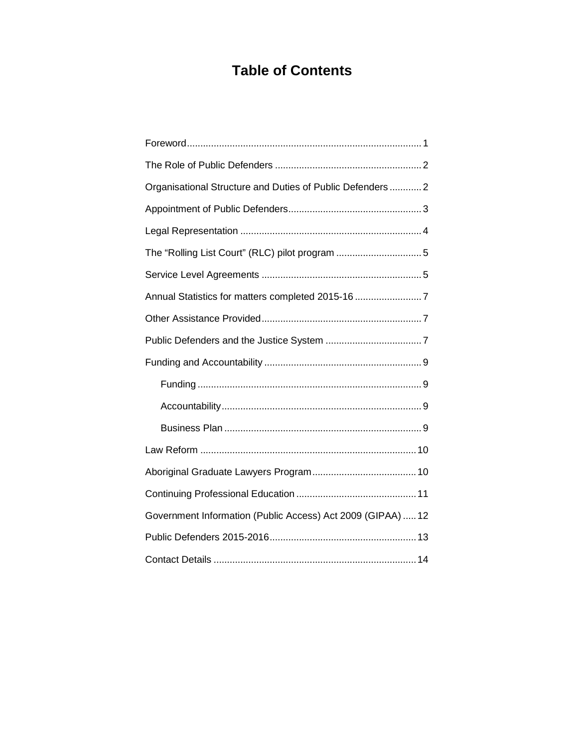# Table of Contents

Foreword........................................................................................1

The Role of Public Defenders .......................................................2

Organisational Structure and Duties of Public Defenders ............2

Appointment of Public Defenders..................................................3

Legal Representation ....................................................................4

The "Rolling List Court" (RLC) pilot program ................................5

Service Level Agreements ............................................................5

Annual Statistics for matters completed 2015-16 .........................7

Other Assistance Provided............................................................7

Public Defenders and the Justice System ....................................7

Funding and Accountability ...........................................................9

- Funding ....................................................................................9
- Accountability...........................................................................9
- Business Plan ..........................................................................9

Law Reform .................................................................................10

Aboriginal Graduate Lawyers Program.......................................10

Continuing Professional Education .............................................11

Government Information (Public Access) Act 2009 (GIPAA) .....12

Public Defenders 2015-2016.......................................................13

Contact Details ............................................................................14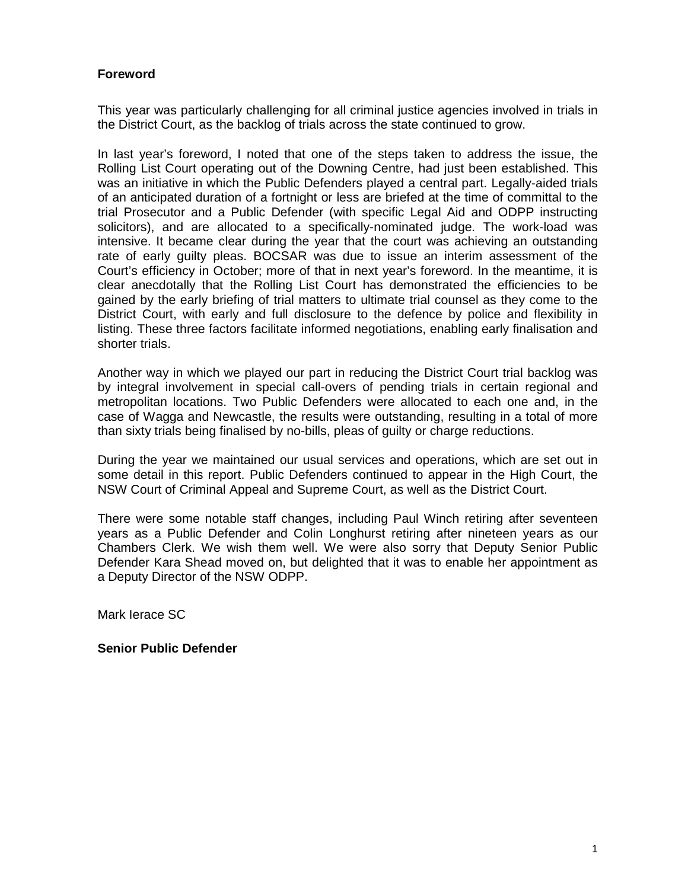**Foreword**

This year was particularly challenging for all criminal justice agencies involved in trials in the District Court, as the backlog of trials across the state continued to grow.

In last year's foreword, I noted that one of the steps taken to address the issue, the Rolling List Court operating out of the Downing Centre, had just been established. This was an initiative in which the Public Defenders played a central part. Legally-aided trials of an anticipated duration of a fortnight or less are briefed at the time of committal to the trial Prosecutor and a Public Defender (with specific Legal Aid and ODPP instructing solicitors), and are allocated to a specifically-nominated judge. The work-load was intensive. It became clear during the year that the court was achieving an outstanding rate of early guilty pleas. BOCSAR was due to issue an interim assessment of the Court's efficiency in October; more of that in next year's foreword. In the meantime, it is clear anecdotally that the Rolling List Court has demonstrated the efficiencies to be gained by the early briefing of trial matters to ultimate trial counsel as they come to the District Court, with early and full disclosure to the defence by police and flexibility in listing. These three factors facilitate informed negotiations, enabling early finalisation and shorter trials.

Another way in which we played our part in reducing the District Court trial backlog was by integral involvement in special call-overs of pending trials in certain regional and metropolitan locations. Two Public Defenders were allocated to each one and, in the case of Wagga and Newcastle, the results were outstanding, resulting in a total of more than sixty trials being finalised by no-bills, pleas of guilty or charge reductions.

During the year we maintained our usual services and operations, which are set out in some detail in this report. Public Defenders continued to appear in the High Court, the NSW Court of Criminal Appeal and Supreme Court, as well as the District Court.

There were some notable staff changes, including Paul Winch retiring after seventeen years as a Public Defender and Colin Longhurst retiring after nineteen years as our Chambers Clerk. We wish them well. We were also sorry that Deputy Senior Public Defender Kara Shead moved on, but delighted that it was to enable her appointment as a Deputy Director of the NSW ODPP.

Mark Ierace SC

**Senior Public Defender**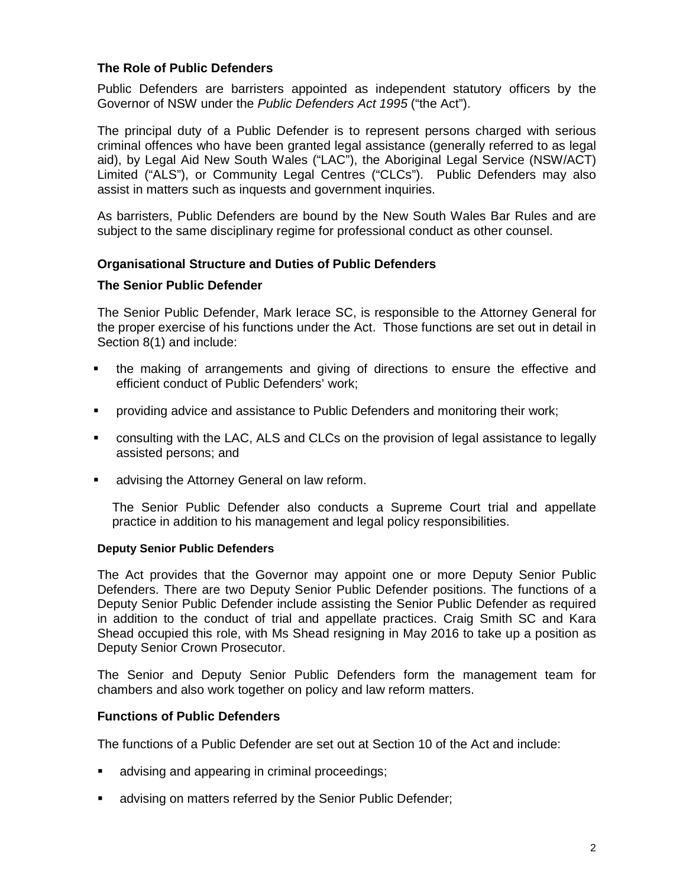## The Role of Public Defenders

Public Defenders are barristers appointed as independent statutory officers by the Governor of NSW under the *Public Defenders Act 1995* ("the Act").

The principal duty of a Public Defender is to represent persons charged with serious criminal offences who have been granted legal assistance (generally referred to as legal aid), by Legal Aid New South Wales ("LAC"), the Aboriginal Legal Service (NSW/ACT) Limited ("ALS"), or Community Legal Centres ("CLCs"). Public Defenders may also assist in matters such as inquests and government inquiries.

As barristers, Public Defenders are bound by the New South Wales Bar Rules and are subject to the same disciplinary regime for professional conduct as other counsel.

## Organisational Structure and Duties of Public Defenders

### The Senior Public Defender

The Senior Public Defender, Mark Ierace SC, is responsible to the Attorney General for the proper exercise of his functions under the Act. Those functions are set out in detail in Section 8(1) and include:

- the making of arrangements and giving of directions to ensure the effective and efficient conduct of Public Defenders' work;
- providing advice and assistance to Public Defenders and monitoring their work;
- consulting with the LAC, ALS and CLCs on the provision of legal assistance to legally assisted persons; and
- advising the Attorney General on law reform.

The Senior Public Defender also conducts a Supreme Court trial and appellate practice in addition to his management and legal policy responsibilities.

#### Deputy Senior Public Defenders

The Act provides that the Governor may appoint one or more Deputy Senior Public Defenders. There are two Deputy Senior Public Defender positions. The functions of a Deputy Senior Public Defender include assisting the Senior Public Defender as required in addition to the conduct of trial and appellate practices. Craig Smith SC and Kara Shead occupied this role, with Ms Shead resigning in May 2016 to take up a position as Deputy Senior Crown Prosecutor.

The Senior and Deputy Senior Public Defenders form the management team for chambers and also work together on policy and law reform matters.

### Functions of Public Defenders

The functions of a Public Defender are set out at Section 10 of the Act and include:

- advising and appearing in criminal proceedings;
- advising on matters referred by the Senior Public Defender;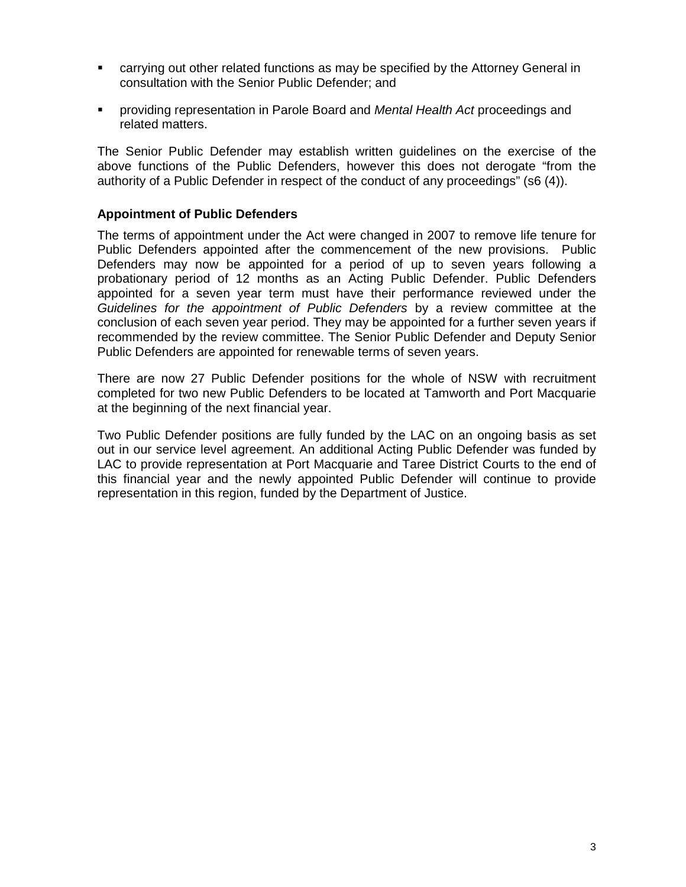- carrying out other related functions as may be specified by the Attorney General in consultation with the Senior Public Defender; and
- providing representation in Parole Board and *Mental Health Act* proceedings and related matters.

The Senior Public Defender may establish written guidelines on the exercise of the above functions of the Public Defenders, however this does not derogate "from the authority of a Public Defender in respect of the conduct of any proceedings" (s6 (4)).

### Appointment of Public Defenders

The terms of appointment under the Act were changed in 2007 to remove life tenure for Public Defenders appointed after the commencement of the new provisions. Public Defenders may now be appointed for a period of up to seven years following a probationary period of 12 months as an Acting Public Defender. Public Defenders appointed for a seven year term must have their performance reviewed under the *Guidelines for the appointment of Public Defenders* by a review committee at the conclusion of each seven year period. They may be appointed for a further seven years if recommended by the review committee. The Senior Public Defender and Deputy Senior Public Defenders are appointed for renewable terms of seven years.

There are now 27 Public Defender positions for the whole of NSW with recruitment completed for two new Public Defenders to be located at Tamworth and Port Macquarie at the beginning of the next financial year.

Two Public Defender positions are fully funded by the LAC on an ongoing basis as set out in our service level agreement. An additional Acting Public Defender was funded by LAC to provide representation at Port Macquarie and Taree District Courts to the end of this financial year and the newly appointed Public Defender will continue to provide representation in this region, funded by the Department of Justice.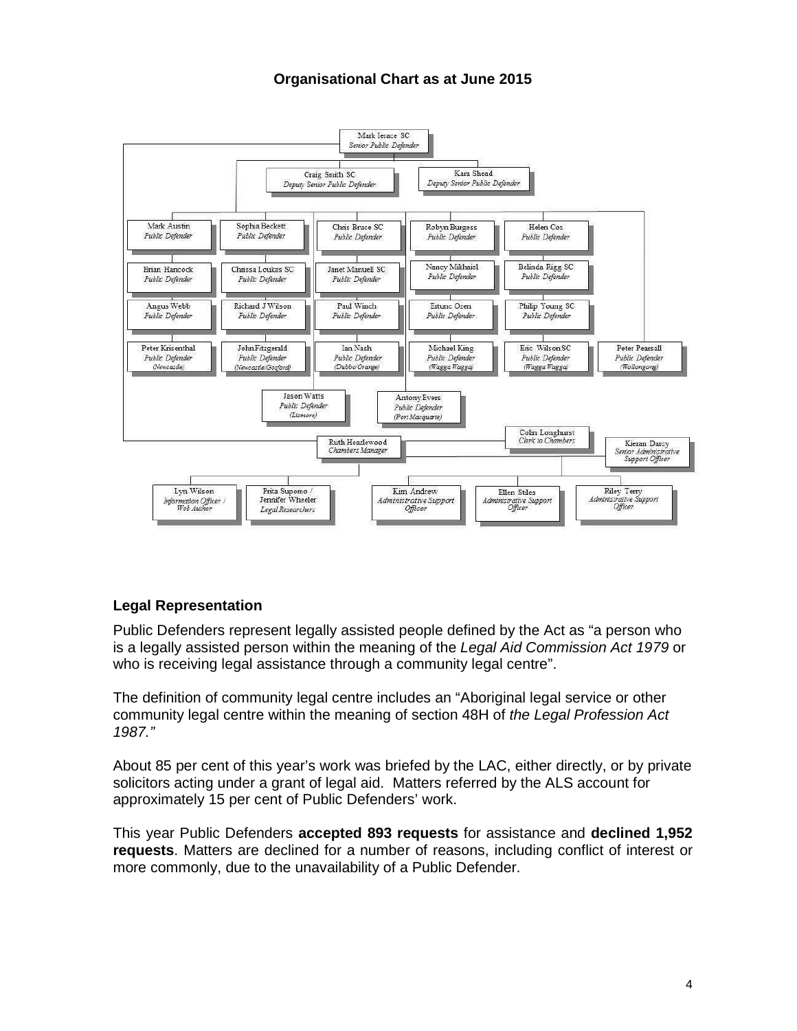### Organisational Chart as at June 2015

- Mark Ierace SC — *Senior Public Defender*
  - Craig Smith SC — *Deputy Senior Public Defender*
  - Kara Shead — *Deputy Senior Public Defender*
  - Mark Austin — *Public Defender*
  - Brian Hancock — *Public Defender*
  - Angus Webb — *Public Defender*
  - Peter Krisenthal — *Public Defender* *(Newcastle)*
  - Sophia Beckett — *Public Defender*
  - Chrissa Loukas SC — *Public Defender*
  - Richard J Wilson — *Public Defender*
  - John Fitzgerald — *Public Defender* *(Newcastle/Gosford)*
  - Chris Bruce SC — *Public Defender*
  - Janet Manuell SC — *Public Defender*
  - Paul Winch — *Public Defender*
  - Ian Nash — *Public Defender* *(Dubbo/Orange)*
  - Robyn Burgess — *Public Defender*
  - Nancy Mikhaiel — *Public Defender*
  - Ertunc Ozen — *Public Defender*
  - Michael King — *Public Defender* *(Wagga Wagga)*
  - Helen Cox — *Public Defender*
  - Belinda Rigg SC — *Public Defender*
  - Philip Young SC — *Public Defender*
  - Eric Wilson SC — *Public Defender* *(Wagga Wagga)*
  - Peter Pearsall — *Public Defender* *(Wollongong)*
  - Jason Watts — *Public Defender* *(Lismore)*
  - Antony Evers — *Public Defender* *(Port Macquarie)*
  - Ruth Hazlewood — *Chambers Manager*
    - Colin Longhurst — *Clerk to Chambers*
    - Kieran Darcy — *Senior Administrative Support Officer*
    - Lyn Wilson — *Information Officer / Web Author*
    - Prita Supomo / Jennifer Wheeler — *Legal Researchers*
    - Kim Andrew — *Administrative Support Officer*
    - Ellen Stiles — *Administrative Support Officer*
    - Riley Terry — *Administrative Support Officer*

### Legal Representation

Public Defenders represent legally assisted people defined by the Act as "a person who is a legally assisted person within the meaning of the *Legal Aid Commission Act 1979* or who is receiving legal assistance through a community legal centre".

The definition of community legal centre includes an "Aboriginal legal service or other community legal centre within the meaning of section 48H of *the Legal Profession Act 1987."*

About 85 per cent of this year's work was briefed by the LAC, either directly, or by private solicitors acting under a grant of legal aid. Matters referred by the ALS account for approximately 15 per cent of Public Defenders' work.

This year Public Defenders **accepted 893 requests** for assistance and **declined 1,952 requests**. Matters are declined for a number of reasons, including conflict of interest or more commonly, due to the unavailability of a Public Defender.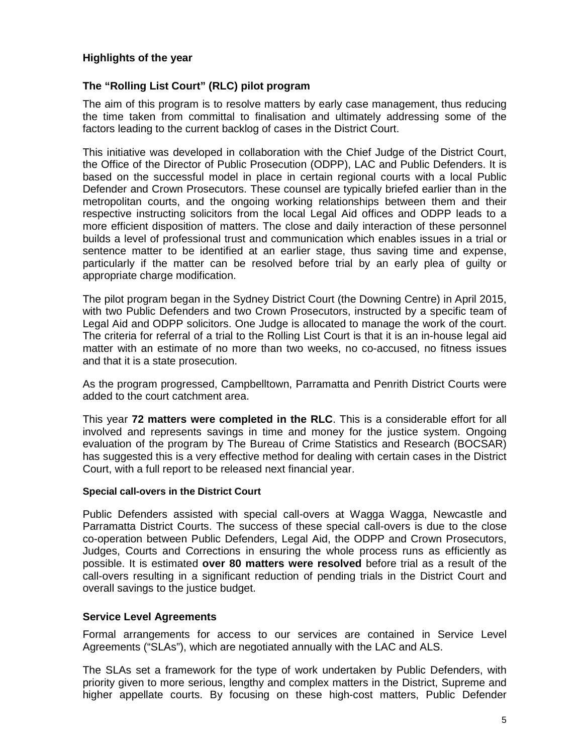## Highlights of the year

## The "Rolling List Court" (RLC) pilot program

The aim of this program is to resolve matters by early case management, thus reducing the time taken from committal to finalisation and ultimately addressing some of the factors leading to the current backlog of cases in the District Court.

This initiative was developed in collaboration with the Chief Judge of the District Court, the Office of the Director of Public Prosecution (ODPP), LAC and Public Defenders. It is based on the successful model in place in certain regional courts with a local Public Defender and Crown Prosecutors. These counsel are typically briefed earlier than in the metropolitan courts, and the ongoing working relationships between them and their respective instructing solicitors from the local Legal Aid offices and ODPP leads to a more efficient disposition of matters. The close and daily interaction of these personnel builds a level of professional trust and communication which enables issues in a trial or sentence matter to be identified at an earlier stage, thus saving time and expense, particularly if the matter can be resolved before trial by an early plea of guilty or appropriate charge modification.

The pilot program began in the Sydney District Court (the Downing Centre) in April 2015, with two Public Defenders and two Crown Prosecutors, instructed by a specific team of Legal Aid and ODPP solicitors. One Judge is allocated to manage the work of the court. The criteria for referral of a trial to the Rolling List Court is that it is an in-house legal aid matter with an estimate of no more than two weeks, no co-accused, no fitness issues and that it is a state prosecution.

As the program progressed, Campbelltown, Parramatta and Penrith District Courts were added to the court catchment area.

This year **72 matters were completed in the RLC**. This is a considerable effort for all involved and represents savings in time and money for the justice system. Ongoing evaluation of the program by The Bureau of Crime Statistics and Research (BOCSAR) has suggested this is a very effective method for dealing with certain cases in the District Court, with a full report to be released next financial year.

#### Special call-overs in the District Court

Public Defenders assisted with special call-overs at Wagga Wagga, Newcastle and Parramatta District Courts. The success of these special call-overs is due to the close co-operation between Public Defenders, Legal Aid, the ODPP and Crown Prosecutors, Judges, Courts and Corrections in ensuring the whole process runs as efficiently as possible. It is estimated **over 80 matters were resolved** before trial as a result of the call-overs resulting in a significant reduction of pending trials in the District Court and overall savings to the justice budget.

## Service Level Agreements

Formal arrangements for access to our services are contained in Service Level Agreements ("SLAs"), which are negotiated annually with the LAC and ALS.

The SLAs set a framework for the type of work undertaken by Public Defenders, with priority given to more serious, lengthy and complex matters in the District, Supreme and higher appellate courts. By focusing on these high-cost matters, Public Defender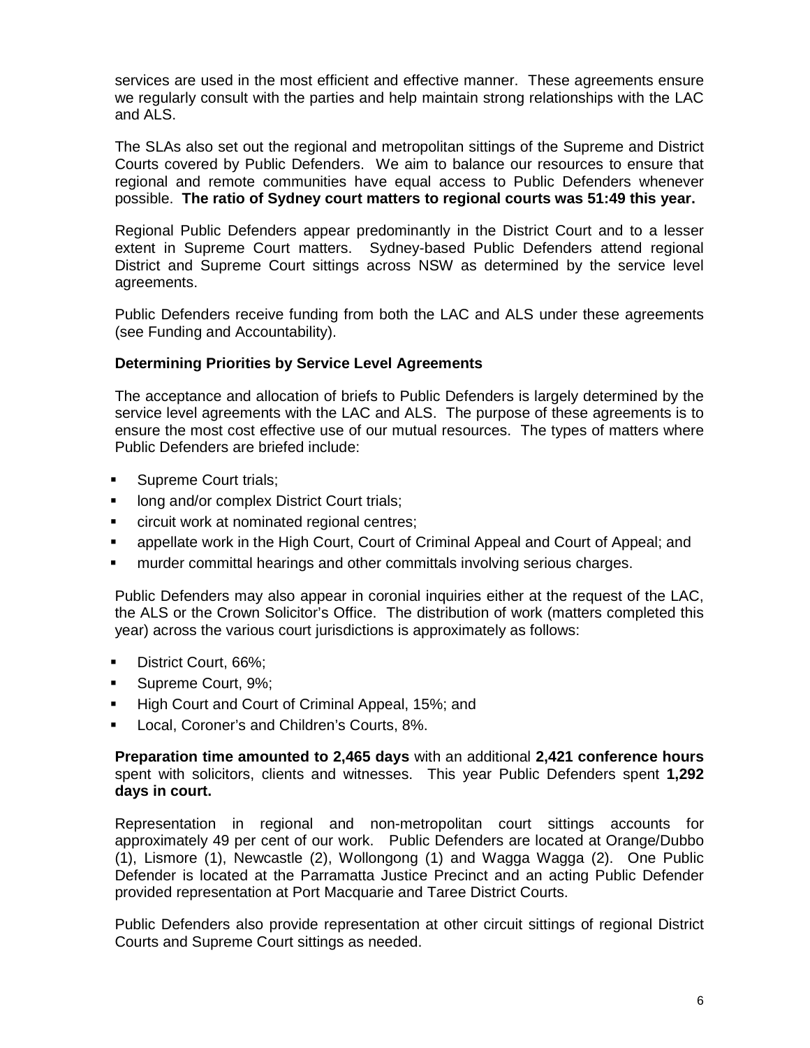services are used in the most efficient and effective manner. These agreements ensure we regularly consult with the parties and help maintain strong relationships with the LAC and ALS.

The SLAs also set out the regional and metropolitan sittings of the Supreme and District Courts covered by Public Defenders. We aim to balance our resources to ensure that regional and remote communities have equal access to Public Defenders whenever possible. **The ratio of Sydney court matters to regional courts was 51:49 this year.**

Regional Public Defenders appear predominantly in the District Court and to a lesser extent in Supreme Court matters. Sydney-based Public Defenders attend regional District and Supreme Court sittings across NSW as determined by the service level agreements.

Public Defenders receive funding from both the LAC and ALS under these agreements (see Funding and Accountability).

**Determining Priorities by Service Level Agreements**

The acceptance and allocation of briefs to Public Defenders is largely determined by the service level agreements with the LAC and ALS. The purpose of these agreements is to ensure the most cost effective use of our mutual resources. The types of matters where Public Defenders are briefed include:

- Supreme Court trials;
- long and/or complex District Court trials;
- circuit work at nominated regional centres;
- appellate work in the High Court, Court of Criminal Appeal and Court of Appeal; and
- murder committal hearings and other committals involving serious charges.

Public Defenders may also appear in coronial inquiries either at the request of the LAC, the ALS or the Crown Solicitor's Office. The distribution of work (matters completed this year) across the various court jurisdictions is approximately as follows:

- District Court, 66%;
- Supreme Court, 9%;
- High Court and Court of Criminal Appeal, 15%; and
- Local, Coroner's and Children's Courts, 8%.

**Preparation time amounted to 2,465 days** with an additional **2,421 conference hours** spent with solicitors, clients and witnesses. This year Public Defenders spent **1,292 days in court.**

Representation in regional and non-metropolitan court sittings accounts for approximately 49 per cent of our work. Public Defenders are located at Orange/Dubbo (1), Lismore (1), Newcastle (2), Wollongong (1) and Wagga Wagga (2). One Public Defender is located at the Parramatta Justice Precinct and an acting Public Defender provided representation at Port Macquarie and Taree District Courts.

Public Defenders also provide representation at other circuit sittings of regional District Courts and Supreme Court sittings as needed.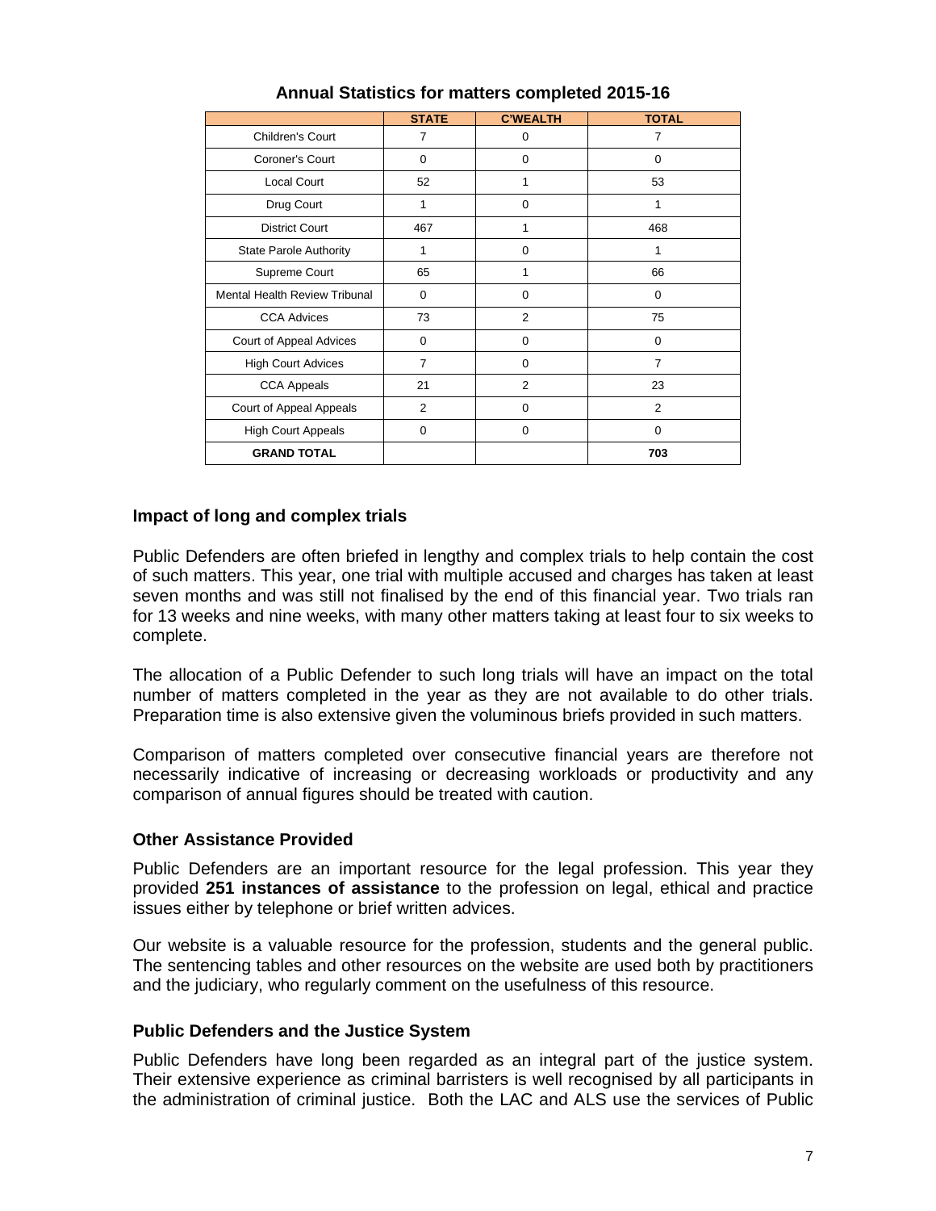## Annual Statistics for matters completed 2015-16

| | STATE | C'WEALTH | TOTAL |
|---|---|---|---|
| Children's Court | 7 | 0 | 7 |
| Coroner's Court | 0 | 0 | 0 |
| Local Court | 52 | 1 | 53 |
| Drug Court | 1 | 0 | 1 |
| District Court | 467 | 1 | 468 |
| State Parole Authority | 1 | 0 | 1 |
| Supreme Court | 65 | 1 | 66 |
| Mental Health Review Tribunal | 0 | 0 | 0 |
| CCA Advices | 73 | 2 | 75 |
| Court of Appeal Advices | 0 | 0 | 0 |
| High Court Advices | 7 | 0 | 7 |
| CCA Appeals | 21 | 2 | 23 |
| Court of Appeal Appeals | 2 | 0 | 2 |
| High Court Appeals | 0 | 0 | 0 |
| **GRAND TOTAL** | | | **703** |

### Impact of long and complex trials

Public Defenders are often briefed in lengthy and complex trials to help contain the cost of such matters. This year, one trial with multiple accused and charges has taken at least seven months and was still not finalised by the end of this financial year. Two trials ran for 13 weeks and nine weeks, with many other matters taking at least four to six weeks to complete.

The allocation of a Public Defender to such long trials will have an impact on the total number of matters completed in the year as they are not available to do other trials. Preparation time is also extensive given the voluminous briefs provided in such matters.

Comparison of matters completed over consecutive financial years are therefore not necessarily indicative of increasing or decreasing workloads or productivity and any comparison of annual figures should be treated with caution.

### Other Assistance Provided

Public Defenders are an important resource for the legal profession. This year they provided **251 instances of assistance** to the profession on legal, ethical and practice issues either by telephone or brief written advices.

Our website is a valuable resource for the profession, students and the general public. The sentencing tables and other resources on the website are used both by practitioners and the judiciary, who regularly comment on the usefulness of this resource.

### Public Defenders and the Justice System

Public Defenders have long been regarded as an integral part of the justice system. Their extensive experience as criminal barristers is well recognised by all participants in the administration of criminal justice. Both the LAC and ALS use the services of Public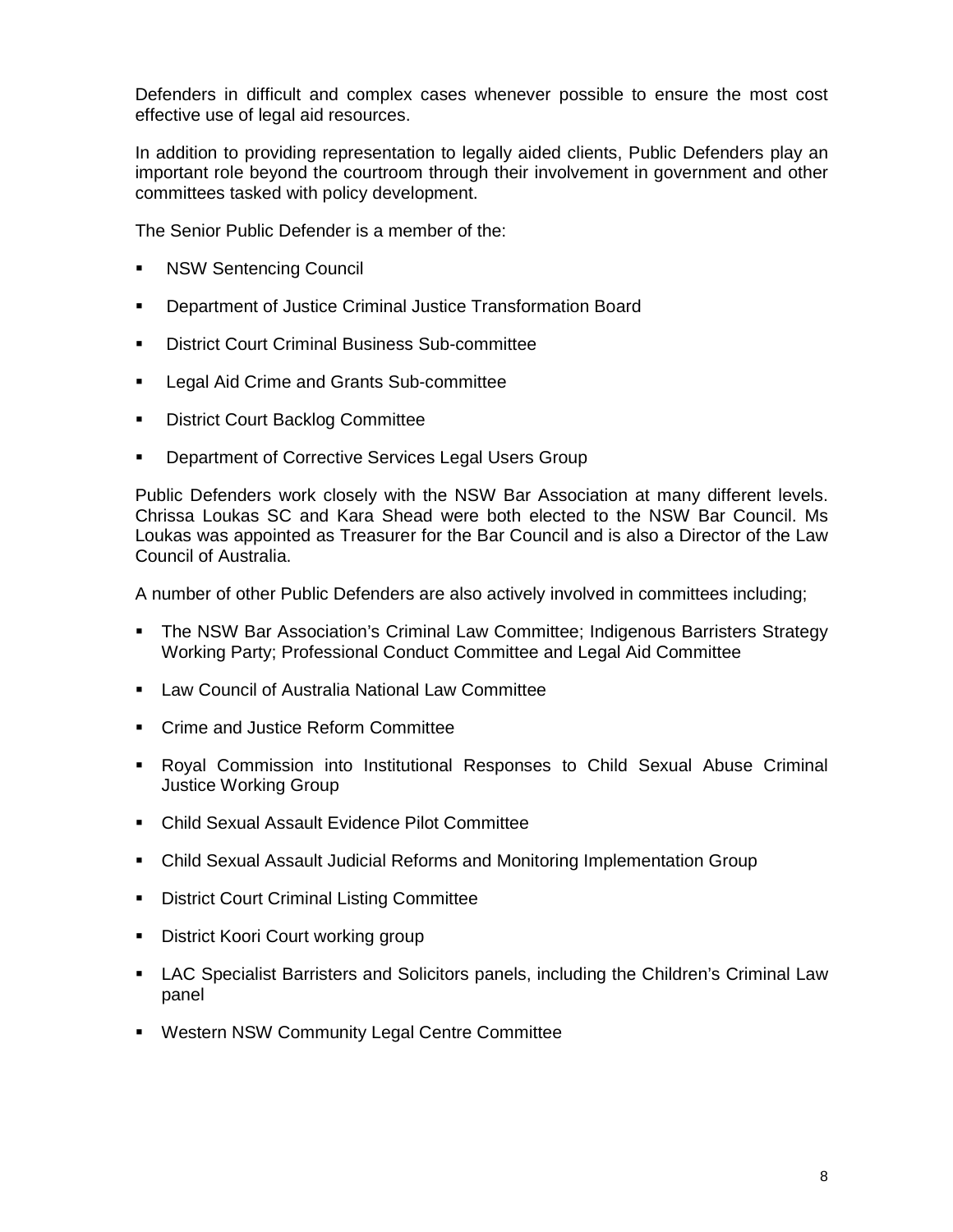Defenders in difficult and complex cases whenever possible to ensure the most cost effective use of legal aid resources.

In addition to providing representation to legally aided clients, Public Defenders play an important role beyond the courtroom through their involvement in government and other committees tasked with policy development.

The Senior Public Defender is a member of the:

- NSW Sentencing Council
- Department of Justice Criminal Justice Transformation Board
- District Court Criminal Business Sub-committee
- Legal Aid Crime and Grants Sub-committee
- District Court Backlog Committee
- Department of Corrective Services Legal Users Group

Public Defenders work closely with the NSW Bar Association at many different levels. Chrissa Loukas SC and Kara Shead were both elected to the NSW Bar Council. Ms Loukas was appointed as Treasurer for the Bar Council and is also a Director of the Law Council of Australia.

A number of other Public Defenders are also actively involved in committees including;

- The NSW Bar Association's Criminal Law Committee; Indigenous Barristers Strategy Working Party; Professional Conduct Committee and Legal Aid Committee
- Law Council of Australia National Law Committee
- Crime and Justice Reform Committee
- Royal Commission into Institutional Responses to Child Sexual Abuse Criminal Justice Working Group
- Child Sexual Assault Evidence Pilot Committee
- Child Sexual Assault Judicial Reforms and Monitoring Implementation Group
- District Court Criminal Listing Committee
- District Koori Court working group
- LAC Specialist Barristers and Solicitors panels, including the Children's Criminal Law panel
- Western NSW Community Legal Centre Committee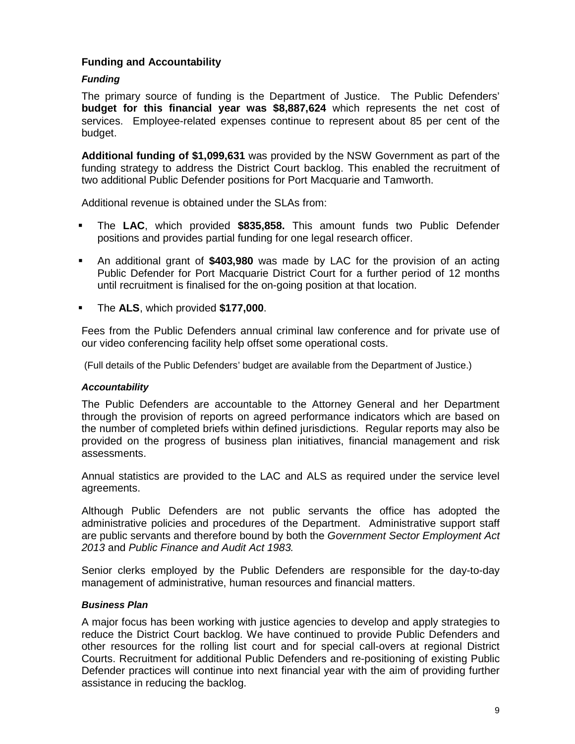## Funding and Accountability

### *Funding*

The primary source of funding is the Department of Justice. The Public Defenders' **budget for this financial year was $8,887,624** which represents the net cost of services. Employee-related expenses continue to represent about 85 per cent of the budget.

**Additional funding of $1,099,631** was provided by the NSW Government as part of the funding strategy to address the District Court backlog. This enabled the recruitment of two additional Public Defender positions for Port Macquarie and Tamworth.

Additional revenue is obtained under the SLAs from:

- The **LAC**, which provided **$835,858.** This amount funds two Public Defender positions and provides partial funding for one legal research officer.
- An additional grant of **$403,980** was made by LAC for the provision of an acting Public Defender for Port Macquarie District Court for a further period of 12 months until recruitment is finalised for the on-going position at that location.
- The **ALS**, which provided **$177,000**.

Fees from the Public Defenders annual criminal law conference and for private use of our video conferencing facility help offset some operational costs.

(Full details of the Public Defenders' budget are available from the Department of Justice.)

### *Accountability*

The Public Defenders are accountable to the Attorney General and her Department through the provision of reports on agreed performance indicators which are based on the number of completed briefs within defined jurisdictions. Regular reports may also be provided on the progress of business plan initiatives, financial management and risk assessments.

Annual statistics are provided to the LAC and ALS as required under the service level agreements.

Although Public Defenders are not public servants the office has adopted the administrative policies and procedures of the Department. Administrative support staff are public servants and therefore bound by both the *Government Sector Employment Act 2013* and *Public Finance and Audit Act 1983.*

Senior clerks employed by the Public Defenders are responsible for the day-to-day management of administrative, human resources and financial matters.

### *Business Plan*

A major focus has been working with justice agencies to develop and apply strategies to reduce the District Court backlog. We have continued to provide Public Defenders and other resources for the rolling list court and for special call-overs at regional District Courts. Recruitment for additional Public Defenders and re-positioning of existing Public Defender practices will continue into next financial year with the aim of providing further assistance in reducing the backlog.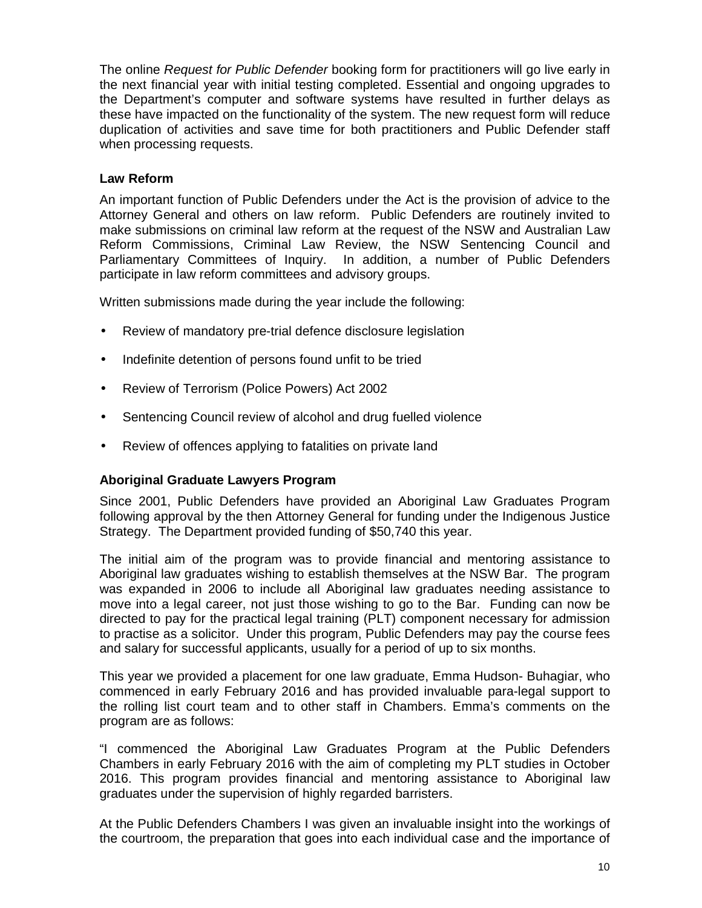The online *Request for Public Defender* booking form for practitioners will go live early in the next financial year with initial testing completed. Essential and ongoing upgrades to the Department's computer and software systems have resulted in further delays as these have impacted on the functionality of the system. The new request form will reduce duplication of activities and save time for both practitioners and Public Defender staff when processing requests.

### Law Reform

An important function of Public Defenders under the Act is the provision of advice to the Attorney General and others on law reform. Public Defenders are routinely invited to make submissions on criminal law reform at the request of the NSW and Australian Law Reform Commissions, Criminal Law Review, the NSW Sentencing Council and Parliamentary Committees of Inquiry. In addition, a number of Public Defenders participate in law reform committees and advisory groups.

Written submissions made during the year include the following:

- Review of mandatory pre-trial defence disclosure legislation
- Indefinite detention of persons found unfit to be tried
- Review of Terrorism (Police Powers) Act 2002
- Sentencing Council review of alcohol and drug fuelled violence
- Review of offences applying to fatalities on private land

### Aboriginal Graduate Lawyers Program

Since 2001, Public Defenders have provided an Aboriginal Law Graduates Program following approval by the then Attorney General for funding under the Indigenous Justice Strategy. The Department provided funding of $50,740 this year.

The initial aim of the program was to provide financial and mentoring assistance to Aboriginal law graduates wishing to establish themselves at the NSW Bar. The program was expanded in 2006 to include all Aboriginal law graduates needing assistance to move into a legal career, not just those wishing to go to the Bar. Funding can now be directed to pay for the practical legal training (PLT) component necessary for admission to practise as a solicitor. Under this program, Public Defenders may pay the course fees and salary for successful applicants, usually for a period of up to six months.

This year we provided a placement for one law graduate, Emma Hudson- Buhagiar, who commenced in early February 2016 and has provided invaluable para-legal support to the rolling list court team and to other staff in Chambers. Emma's comments on the program are as follows:

"I commenced the Aboriginal Law Graduates Program at the Public Defenders Chambers in early February 2016 with the aim of completing my PLT studies in October 2016. This program provides financial and mentoring assistance to Aboriginal law graduates under the supervision of highly regarded barristers.

At the Public Defenders Chambers I was given an invaluable insight into the workings of the courtroom, the preparation that goes into each individual case and the importance of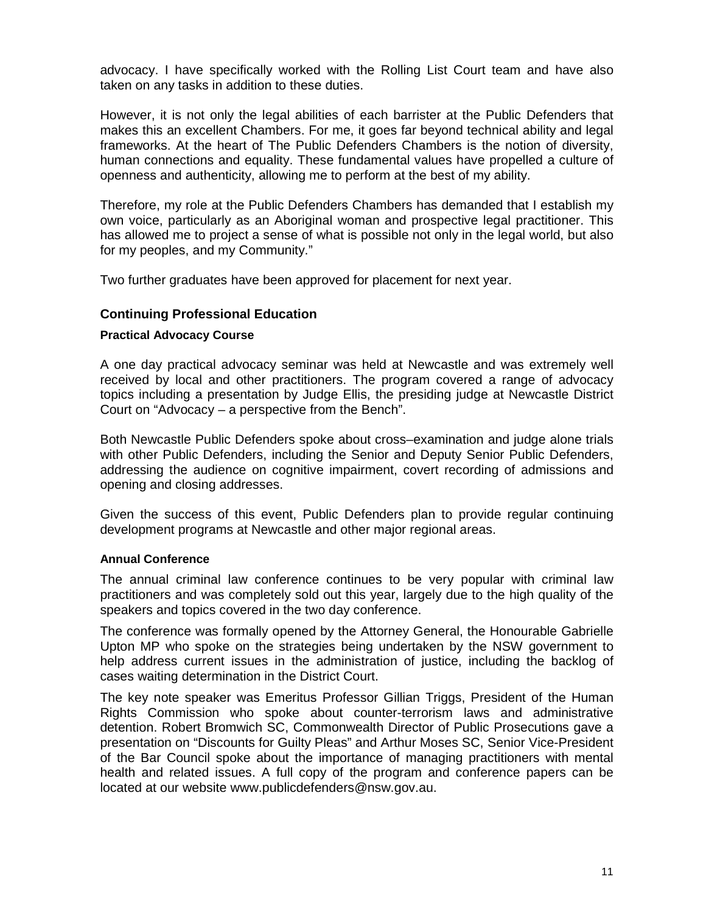advocacy. I have specifically worked with the Rolling List Court team and have also taken on any tasks in addition to these duties.

However, it is not only the legal abilities of each barrister at the Public Defenders that makes this an excellent Chambers. For me, it goes far beyond technical ability and legal frameworks. At the heart of The Public Defenders Chambers is the notion of diversity, human connections and equality. These fundamental values have propelled a culture of openness and authenticity, allowing me to perform at the best of my ability.

Therefore, my role at the Public Defenders Chambers has demanded that I establish my own voice, particularly as an Aboriginal woman and prospective legal practitioner. This has allowed me to project a sense of what is possible not only in the legal world, but also for my peoples, and my Community."

Two further graduates have been approved for placement for next year.

## Continuing Professional Education

### Practical Advocacy Course

A one day practical advocacy seminar was held at Newcastle and was extremely well received by local and other practitioners. The program covered a range of advocacy topics including a presentation by Judge Ellis, the presiding judge at Newcastle District Court on "Advocacy – a perspective from the Bench".

Both Newcastle Public Defenders spoke about cross–examination and judge alone trials with other Public Defenders, including the Senior and Deputy Senior Public Defenders, addressing the audience on cognitive impairment, covert recording of admissions and opening and closing addresses.

Given the success of this event, Public Defenders plan to provide regular continuing development programs at Newcastle and other major regional areas.

### Annual Conference

The annual criminal law conference continues to be very popular with criminal law practitioners and was completely sold out this year, largely due to the high quality of the speakers and topics covered in the two day conference.

The conference was formally opened by the Attorney General, the Honourable Gabrielle Upton MP who spoke on the strategies being undertaken by the NSW government to help address current issues in the administration of justice, including the backlog of cases waiting determination in the District Court.

The key note speaker was Emeritus Professor Gillian Triggs, President of the Human Rights Commission who spoke about counter-terrorism laws and administrative detention. Robert Bromwich SC, Commonwealth Director of Public Prosecutions gave a presentation on "Discounts for Guilty Pleas" and Arthur Moses SC, Senior Vice-President of the Bar Council spoke about the importance of managing practitioners with mental health and related issues. A full copy of the program and conference papers can be located at our website www.publicdefenders@nsw.gov.au.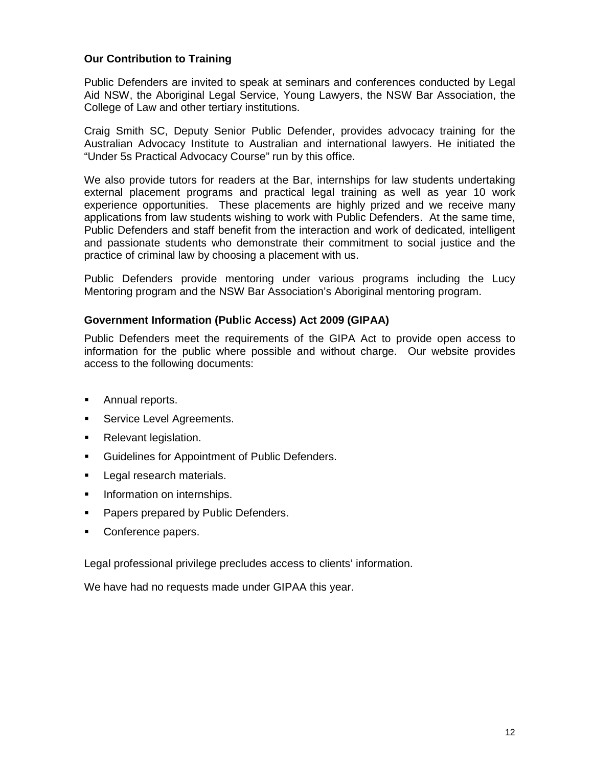### Our Contribution to Training

Public Defenders are invited to speak at seminars and conferences conducted by Legal Aid NSW, the Aboriginal Legal Service, Young Lawyers, the NSW Bar Association, the College of Law and other tertiary institutions.

Craig Smith SC, Deputy Senior Public Defender, provides advocacy training for the Australian Advocacy Institute to Australian and international lawyers. He initiated the "Under 5s Practical Advocacy Course" run by this office.

We also provide tutors for readers at the Bar, internships for law students undertaking external placement programs and practical legal training as well as year 10 work experience opportunities. These placements are highly prized and we receive many applications from law students wishing to work with Public Defenders. At the same time, Public Defenders and staff benefit from the interaction and work of dedicated, intelligent and passionate students who demonstrate their commitment to social justice and the practice of criminal law by choosing a placement with us.

Public Defenders provide mentoring under various programs including the Lucy Mentoring program and the NSW Bar Association's Aboriginal mentoring program.

### Government Information (Public Access) Act 2009 (GIPAA)

Public Defenders meet the requirements of the GIPA Act to provide open access to information for the public where possible and without charge. Our website provides access to the following documents:

- Annual reports.
- Service Level Agreements.
- Relevant legislation.
- Guidelines for Appointment of Public Defenders.
- Legal research materials.
- Information on internships.
- Papers prepared by Public Defenders.
- Conference papers.

Legal professional privilege precludes access to clients' information.

We have had no requests made under GIPAA this year.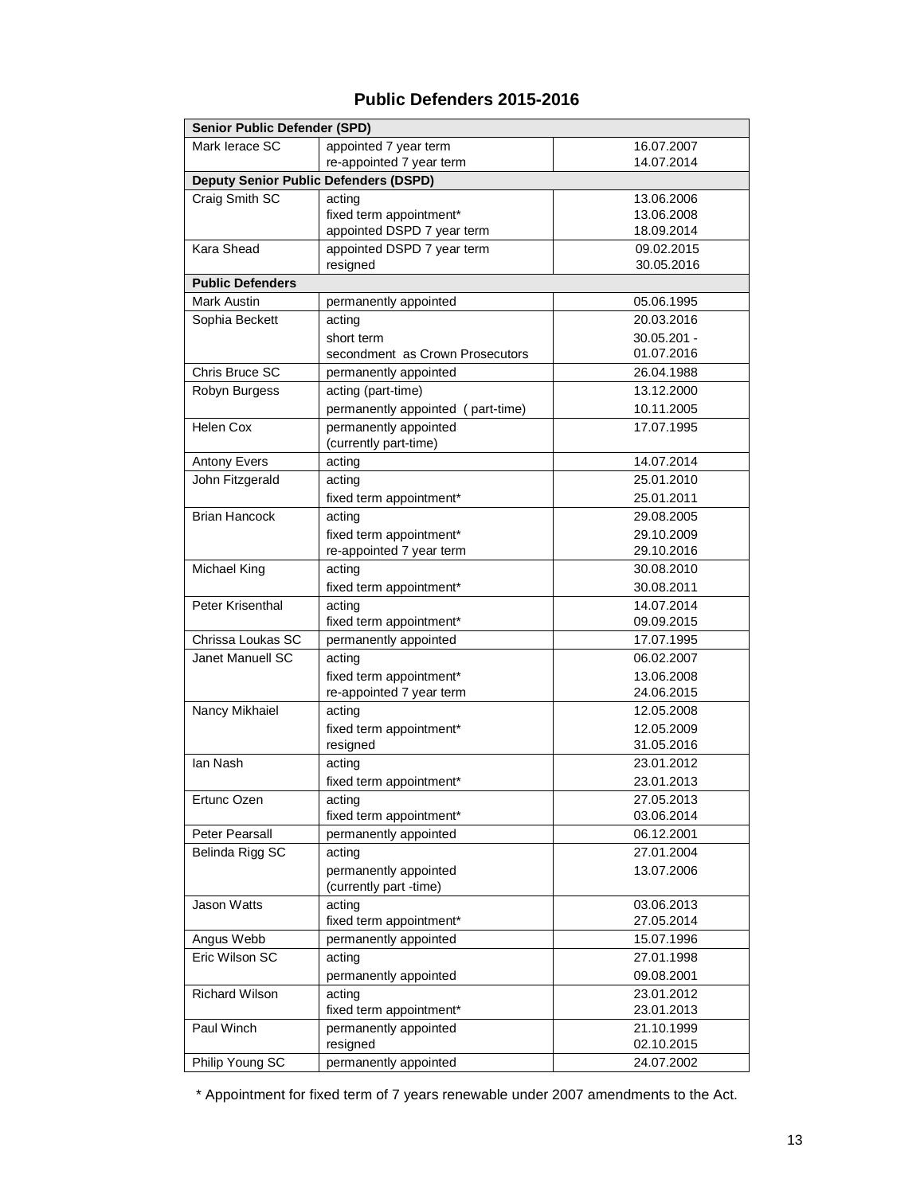## Public Defenders 2015-2016

| Senior Public Defender (SPD) | | |
|---|---|---|
| Mark Ierace SC | appointed 7 year term<br>re-appointed 7 year term | 16.07.2007<br>14.07.2014 |
| **Deputy Senior Public Defenders (DSPD)** | | |
| Craig Smith SC | acting<br>fixed term appointment*<br>appointed DSPD 7 year term | 13.06.2006<br>13.06.2008<br>18.09.2014 |
| Kara Shead | appointed DSPD 7 year term<br>resigned | 09.02.2015<br>30.05.2016 |
| **Public Defenders** | | |
| Mark Austin | permanently appointed | 05.06.1995 |
| Sophia Beckett | acting<br>short term<br>secondment as Crown Prosecutors | 20.03.2016<br>30.05.201 -<br>01.07.2016 |
| Chris Bruce SC | permanently appointed | 26.04.1988 |
| Robyn Burgess | acting (part-time)<br>permanently appointed ( part-time) | 13.12.2000<br>10.11.2005 |
| Helen Cox | permanently appointed<br>(currently part-time) | 17.07.1995 |
| Antony Evers | acting | 14.07.2014 |
| John Fitzgerald | acting<br>fixed term appointment* | 25.01.2010<br>25.01.2011 |
| Brian Hancock | acting<br>fixed term appointment*<br>re-appointed 7 year term | 29.08.2005<br>29.10.2009<br>29.10.2016 |
| Michael King | acting<br>fixed term appointment* | 30.08.2010<br>30.08.2011 |
| Peter Krisenthal | acting<br>fixed term appointment* | 14.07.2014<br>09.09.2015 |
| Chrissa Loukas SC | permanently appointed | 17.07.1995 |
| Janet Manuell SC | acting<br>fixed term appointment*<br>re-appointed 7 year term | 06.02.2007<br>13.06.2008<br>24.06.2015 |
| Nancy Mikhaiel | acting<br>fixed term appointment*<br>resigned | 12.05.2008<br>12.05.2009<br>31.05.2016 |
| Ian Nash | acting<br>fixed term appointment* | 23.01.2012<br>23.01.2013 |
| Ertunc Ozen | acting<br>fixed term appointment* | 27.05.2013<br>03.06.2014 |
| Peter Pearsall | permanently appointed | 06.12.2001 |
| Belinda Rigg SC | acting<br>permanently appointed<br>(currently part -time) | 27.01.2004<br>13.07.2006 |
| Jason Watts | acting<br>fixed term appointment* | 03.06.2013<br>27.05.2014 |
| Angus Webb | permanently appointed | 15.07.1996 |
| Eric Wilson SC | acting<br>permanently appointed | 27.01.1998<br>09.08.2001 |
| Richard Wilson | acting<br>fixed term appointment* | 23.01.2012<br>23.01.2013 |
| Paul Winch | permanently appointed<br>resigned | 21.10.1999<br>02.10.2015 |
| Philip Young SC | permanently appointed | 24.07.2002 |

* Appointment for fixed term of 7 years renewable under 2007 amendments to the Act.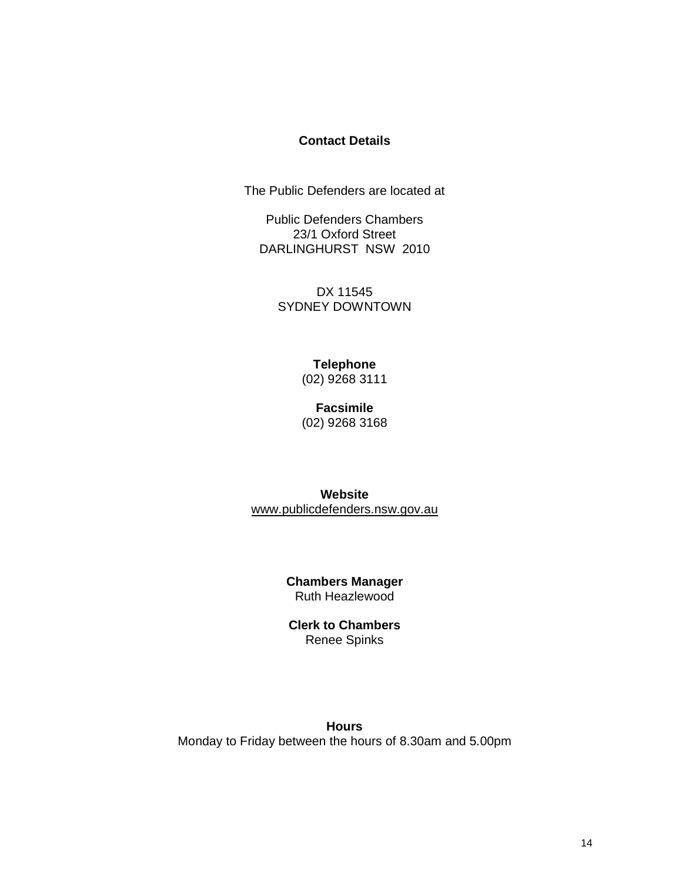## Contact Details

The Public Defenders are located at

Public Defenders Chambers
23/1 Oxford Street
DARLINGHURST NSW 2010

DX 11545
SYDNEY DOWNTOWN

**Telephone**
(02) 9268 3111

**Facsimile**
(02) 9268 3168

**Website**
www.publicdefenders.nsw.gov.au

**Chambers Manager**
Ruth Heazlewood

**Clerk to Chambers**
Renee Spinks

**Hours**
Monday to Friday between the hours of 8.30am and 5.00pm